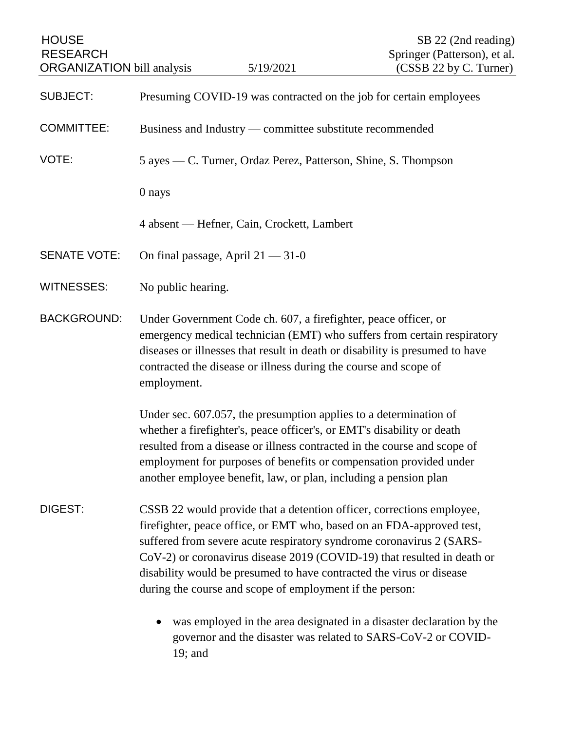HOUSE RESEARCH ORGANIZATION bill analysis | 5/19/2021 | SB 22 (2nd reading) Springer (Patterson), et al. (CSSB 22 by C. Turner)

**SUBJECT:** Presuming COVID-19 was contracted on the job for certain employees

**COMMITTEE:** Business and Industry — committee substitute recommended

**VOTE:** 5 ayes — C. Turner, Ordaz Perez, Patterson, Shine, S. Thompson

0 nays

4 absent — Hefner, Cain, Crockett, Lambert

**SENATE VOTE:** On final passage, April 21 — 31-0

**WITNESSES:** No public hearing.

**BACKGROUND:** Under Government Code ch. 607, a firefighter, peace officer, or emergency medical technician (EMT) who suffers from certain respiratory diseases or illnesses that result in death or disability is presumed to have contracted the disease or illness during the course and scope of employment.

Under sec. 607.057, the presumption applies to a determination of whether a firefighter's, peace officer's, or EMT's disability or death resulted from a disease or illness contracted in the course and scope of employment for purposes of benefits or compensation provided under another employee benefit, law, or plan, including a pension plan

**DIGEST:** CSSB 22 would provide that a detention officer, corrections employee, firefighter, peace office, or EMT who, based on an FDA-approved test, suffered from severe acute respiratory syndrome coronavirus 2 (SARS-CoV-2) or coronavirus disease 2019 (COVID-19) that resulted in death or disability would be presumed to have contracted the virus or disease during the course and scope of employment if the person:

- was employed in the area designated in a disaster declaration by the governor and the disaster was related to SARS-CoV-2 or COVID-19; and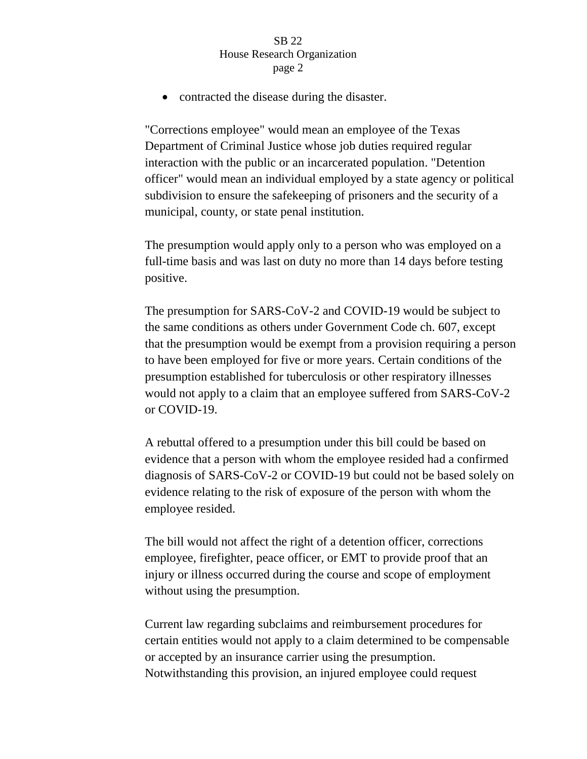- contracted the disease during the disaster.

"Corrections employee" would mean an employee of the Texas Department of Criminal Justice whose job duties required regular interaction with the public or an incarcerated population. "Detention officer" would mean an individual employed by a state agency or political subdivision to ensure the safekeeping of prisoners and the security of a municipal, county, or state penal institution.

The presumption would apply only to a person who was employed on a full-time basis and was last on duty no more than 14 days before testing positive.

The presumption for SARS-CoV-2 and COVID-19 would be subject to the same conditions as others under Government Code ch. 607, except that the presumption would be exempt from a provision requiring a person to have been employed for five or more years. Certain conditions of the presumption established for tuberculosis or other respiratory illnesses would not apply to a claim that an employee suffered from SARS-CoV-2 or COVID-19.

A rebuttal offered to a presumption under this bill could be based on evidence that a person with whom the employee resided had a confirmed diagnosis of SARS-CoV-2 or COVID-19 but could not be based solely on evidence relating to the risk of exposure of the person with whom the employee resided.

The bill would not affect the right of a detention officer, corrections employee, firefighter, peace officer, or EMT to provide proof that an injury or illness occurred during the course and scope of employment without using the presumption.

Current law regarding subclaims and reimbursement procedures for certain entities would not apply to a claim determined to be compensable or accepted by an insurance carrier using the presumption. Notwithstanding this provision, an injured employee could request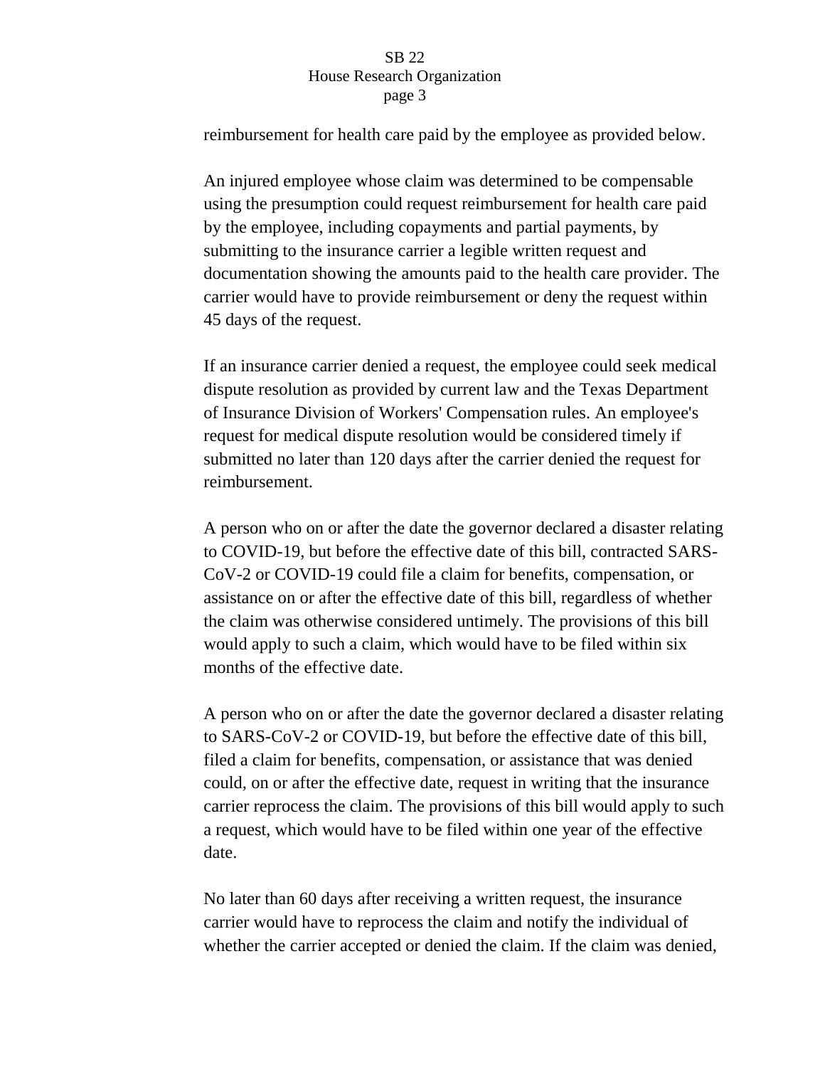reimbursement for health care paid by the employee as provided below.

An injured employee whose claim was determined to be compensable using the presumption could request reimbursement for health care paid by the employee, including copayments and partial payments, by submitting to the insurance carrier a legible written request and documentation showing the amounts paid to the health care provider. The carrier would have to provide reimbursement or deny the request within 45 days of the request.

If an insurance carrier denied a request, the employee could seek medical dispute resolution as provided by current law and the Texas Department of Insurance Division of Workers' Compensation rules. An employee's request for medical dispute resolution would be considered timely if submitted no later than 120 days after the carrier denied the request for reimbursement.

A person who on or after the date the governor declared a disaster relating to COVID-19, but before the effective date of this bill, contracted SARS-CoV-2 or COVID-19 could file a claim for benefits, compensation, or assistance on or after the effective date of this bill, regardless of whether the claim was otherwise considered untimely. The provisions of this bill would apply to such a claim, which would have to be filed within six months of the effective date.

A person who on or after the date the governor declared a disaster relating to SARS-CoV-2 or COVID-19, but before the effective date of this bill, filed a claim for benefits, compensation, or assistance that was denied could, on or after the effective date, request in writing that the insurance carrier reprocess the claim. The provisions of this bill would apply to such a request, which would have to be filed within one year of the effective date.

No later than 60 days after receiving a written request, the insurance carrier would have to reprocess the claim and notify the individual of whether the carrier accepted or denied the claim. If the claim was denied,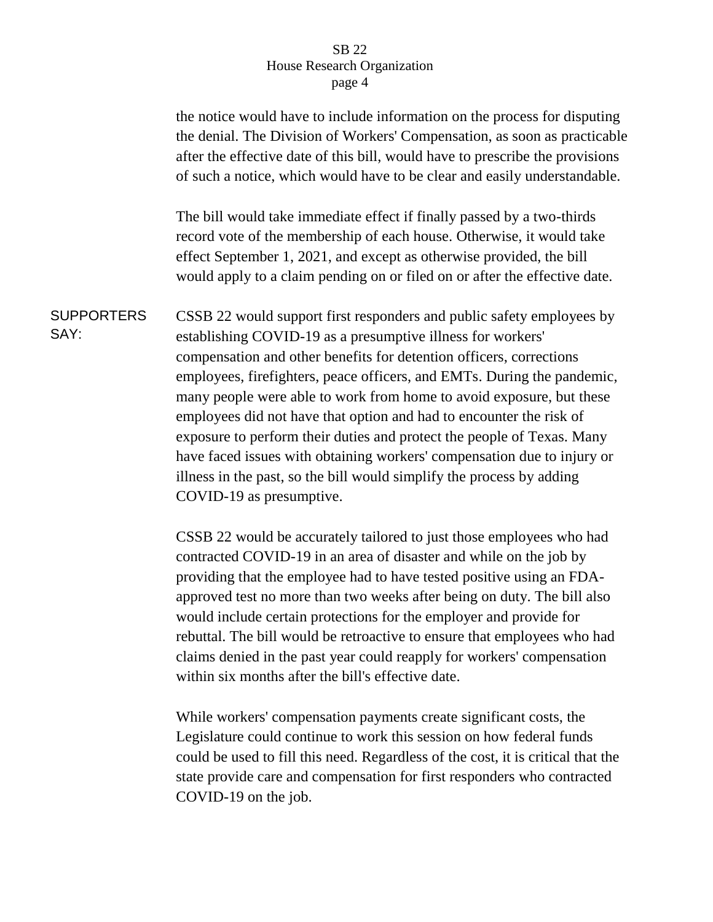the notice would have to include information on the process for disputing the denial. The Division of Workers' Compensation, as soon as practicable after the effective date of this bill, would have to prescribe the provisions of such a notice, which would have to be clear and easily understandable.

The bill would take immediate effect if finally passed by a two-thirds record vote of the membership of each house. Otherwise, it would take effect September 1, 2021, and except as otherwise provided, the bill would apply to a claim pending on or filed on or after the effective date.

**SUPPORTERS SAY:**

CSSB 22 would support first responders and public safety employees by establishing COVID-19 as a presumptive illness for workers' compensation and other benefits for detention officers, corrections employees, firefighters, peace officers, and EMTs. During the pandemic, many people were able to work from home to avoid exposure, but these employees did not have that option and had to encounter the risk of exposure to perform their duties and protect the people of Texas. Many have faced issues with obtaining workers' compensation due to injury or illness in the past, so the bill would simplify the process by adding COVID-19 as presumptive.

CSSB 22 would be accurately tailored to just those employees who had contracted COVID-19 in an area of disaster and while on the job by providing that the employee had to have tested positive using an FDA-approved test no more than two weeks after being on duty. The bill also would include certain protections for the employer and provide for rebuttal. The bill would be retroactive to ensure that employees who had claims denied in the past year could reapply for workers' compensation within six months after the bill's effective date.

While workers' compensation payments create significant costs, the Legislature could continue to work this session on how federal funds could be used to fill this need. Regardless of the cost, it is critical that the state provide care and compensation for first responders who contracted COVID-19 on the job.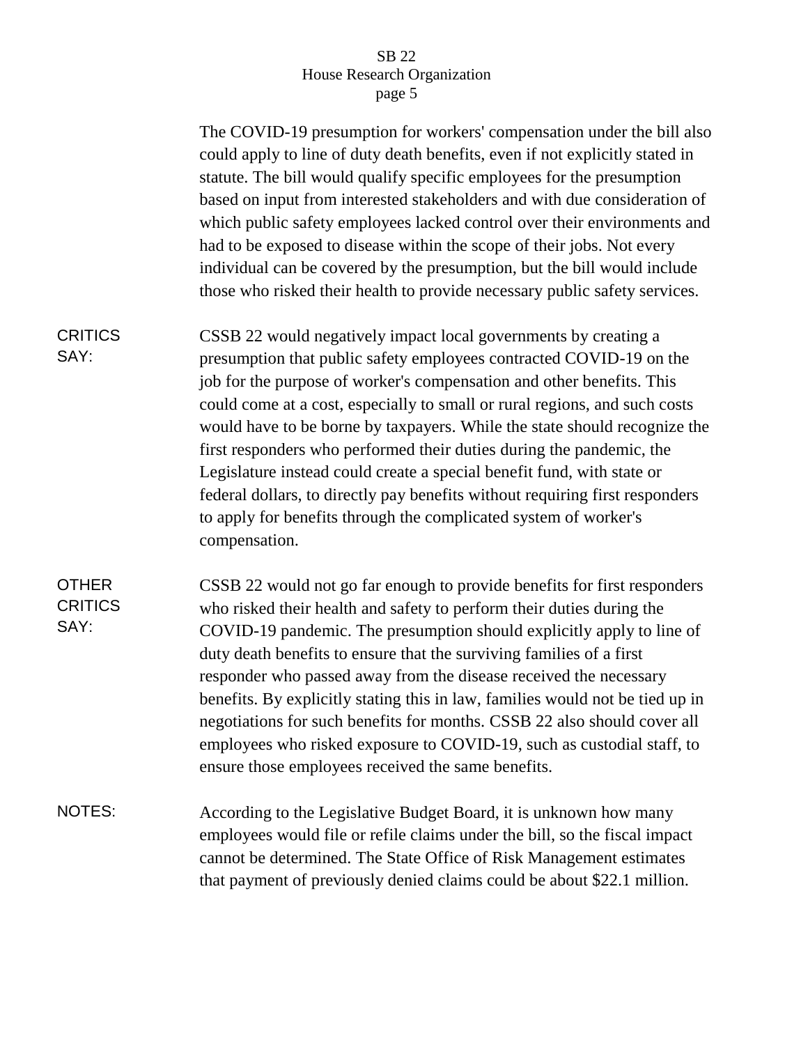The COVID-19 presumption for workers' compensation under the bill also could apply to line of duty death benefits, even if not explicitly stated in statute. The bill would qualify specific employees for the presumption based on input from interested stakeholders and with due consideration of which public safety employees lacked control over their environments and had to be exposed to disease within the scope of their jobs. Not every individual can be covered by the presumption, but the bill would include those who risked their health to provide necessary public safety services.

**CRITICS SAY:** CSSB 22 would negatively impact local governments by creating a presumption that public safety employees contracted COVID-19 on the job for the purpose of worker's compensation and other benefits. This could come at a cost, especially to small or rural regions, and such costs would have to be borne by taxpayers. While the state should recognize the first responders who performed their duties during the pandemic, the Legislature instead could create a special benefit fund, with state or federal dollars, to directly pay benefits without requiring first responders to apply for benefits through the complicated system of worker's compensation.

**OTHER CRITICS SAY:** CSSB 22 would not go far enough to provide benefits for first responders who risked their health and safety to perform their duties during the COVID-19 pandemic. The presumption should explicitly apply to line of duty death benefits to ensure that the surviving families of a first responder who passed away from the disease received the necessary benefits. By explicitly stating this in law, families would not be tied up in negotiations for such benefits for months. CSSB 22 also should cover all employees who risked exposure to COVID-19, such as custodial staff, to ensure those employees received the same benefits.

**NOTES:** According to the Legislative Budget Board, it is unknown how many employees would file or refile claims under the bill, so the fiscal impact cannot be determined. The State Office of Risk Management estimates that payment of previously denied claims could be about $22.1 million.